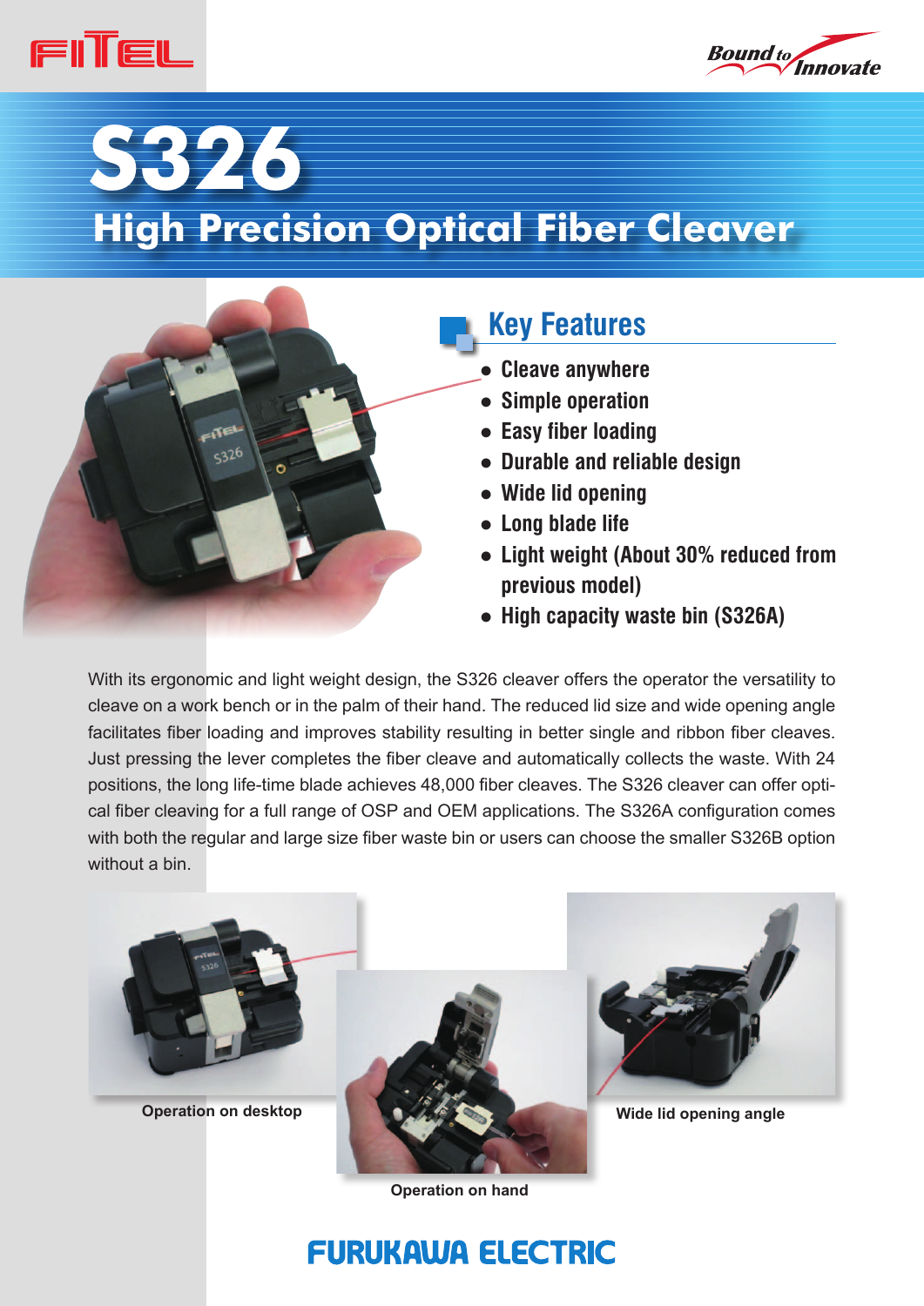# S326

## High Precision Optical Fiber Cleaver

### Key Features

- Cleave anywhere
- Simple operation
- Easy fiber loading
- Durable and reliable design
- Wide lid opening
- Long blade life
- Light weight (About 30% reduced from previous model)
- High capacity waste bin (S326A)

With its ergonomic and light weight design, the S326 cleaver offers the operator the versatility to cleave on a work bench or in the palm of their hand. The reduced lid size and wide opening angle facilitates fiber loading and improves stability resulting in better single and ribbon fiber cleaves. Just pressing the lever completes the fiber cleave and automatically collects the waste. With 24 positions, the long life-time blade achieves 48,000 fiber cleaves. The S326 cleaver can offer optical fiber cleaving for a full range of OSP and OEM applications. The S326A configuration comes with both the regular and large size fiber waste bin or users can choose the smaller S326B option without a bin.

Operation on desktop

Operation on hand

Wide lid opening angle

FURUKAWA ELECTRIC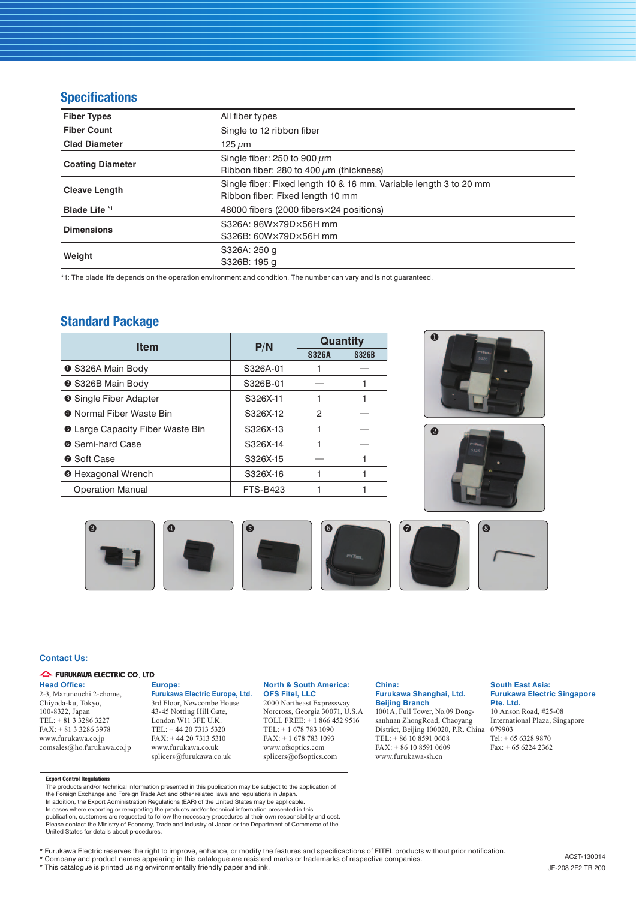## Specifications

| | |
|---|---|
| **Fiber Types** | All fiber types |
| **Fiber Count** | Single to 12 ribbon fiber |
| **Clad Diameter** | 125 $\mu$m |
| **Coating Diameter** | Single fiber: 250 to 900 $\mu$m<br>Ribbon fiber: 280 to 400 $\mu$m (thickness) |
| **Cleave Length** | Single fiber: Fixed length 10 & 16 mm, Variable length 3 to 20 mm<br>Ribbon fiber: Fixed length 10 mm |
| **Blade Life** *1 | 48000 fibers (2000 fibers×24 positions) |
| **Dimensions** | S326A: 96W×79D×56H mm<br>S326B: 60W×79D×56H mm |
| **Weight** | S326A: 250 g<br>S326B: 195 g |

*1: The blade life depends on the operation environment and condition. The number can vary and is not guaranteed.

## Standard Package

| Item | P/N | Quantity | |
|---|---|---|---|
| | | S326A | S326B |
| ❶ S326A Main Body | S326A-01 | 1 | — |
| ❷ S326B Main Body | S326B-01 | — | 1 |
| ❸ Single Fiber Adapter | S326X-11 | 1 | 1 |
| ❹ Normal Fiber Waste Bin | S326X-12 | 2 | — |
| ❺ Large Capacity Fiber Waste Bin | S326X-13 | 1 | — |
| ❻ Semi-hard Case | S326X-14 | 1 | — |
| ❼ Soft Case | S326X-15 | — | 1 |
| ❽ Hexagonal Wrench | S326X-16 | 1 | 1 |
| Operation Manual | FTS-B423 | 1 | 1 |

### Contact Us:

FURUKAWA ELECTRIC CO., LTD.

**Head Office:**
2-3, Marunouchi 2-chome,
Chiyoda-ku, Tokyo,
100-8322, Japan
TEL: + 81 3 3286 3227
FAX: + 81 3 3286 3978
www.furukawa.co.jp
comsales@ho.furukawa.co.jp

**Europe:**
**Furukawa Electric Europe, Ltd.**
3rd Floor, Newcombe House
43-45 Notting Hill Gate,
London W11 3FE U.K.
TEL: + 44 20 7313 5320
FAX: + 44 20 7313 5310
www.furukawa.co.uk
splicers@furukawa.co.uk

**North & South America:**
**OFS Fitel, LLC**
2000 Northeast Expressway
Norcross, Georgia 30071, U.S.A
TOLL FREE: + 1 866 452 9516
TEL: + 1 678 783 1090
FAX: + 1 678 783 1093
www.ofsoptics.com
splicers@ofsoptics.com

**China:**
**Furukawa Shanghai, Ltd.**
**Beijing Branch**
1001A, Full Tower, No.09 Dong-sanhuan ZhongRoad, Chaoyang District, Beijing 100020, P.R. China
TEL: + 86 10 8591 0608
FAX: + 86 10 8591 0609
www.furukawa-sh.cn

**South East Asia:**
**Furukawa Electric Singapore Pte. Ltd.**
10 Anson Road, #25-08
International Plaza, Singapore
079903
Tel: + 65 6328 9870
Fax: + 65 6224 2362

**Export Control Regulations**
The products and/or technical information presented in this publication may be subject to the application of the Foreign Exchange and Foreign Trade Act and other related laws and regulations in Japan.
In addition, the Export Administration Regulations (EAR) of the United States may be applicable.
In cases where exporting or reexporting the products and/or technical information presented in this publication, customers are requested to follow the necessary procedures at their own responsibility and cost.
Please contact the Ministry of Economy, Trade and Industry of Japan or the Department of Commerce of the United States for details about procedures.

* Furukawa Electric reserves the right to improve, enhance, or modify the features and specificactions of FITEL products without prior notification.
* Company and product names appearing in this catalogue are resisterd marks or trademarks of respective companies.
* This catalogue is printed using environmentally friendly paper and ink.

AC2T-130014
JE-208 2E2 TR 200